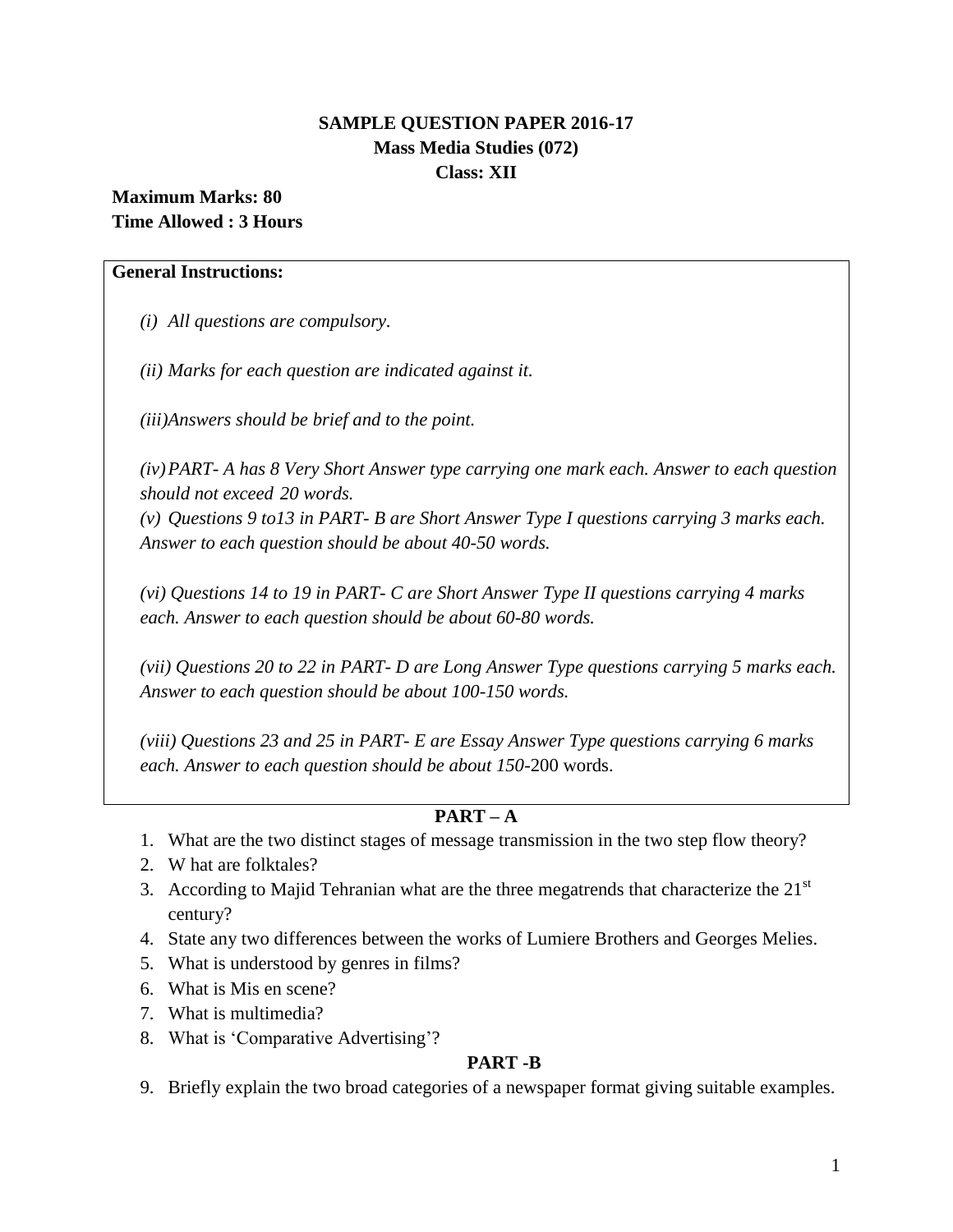# SAMPLE QUESTION PAPER 2016-17
## Mass Media Studies (072)
## Class: XII

**Maximum Marks: 80**
**Time Allowed : 3 Hours**

**General Instructions:**

*(i) All questions are compulsory.*

*(ii) Marks for each question are indicated against it.*

*(iii)Answers should be brief and to the point.*

*(iv) PART- A has 8 Very Short Answer type carrying one mark each. Answer to each question should not exceed 20 words.*
*(v) Questions 9 to13 in PART- B are Short Answer Type I questions carrying 3 marks each. Answer to each question should be about 40-50 words.*

*(vi) Questions 14 to 19 in PART- C are Short Answer Type II questions carrying 4 marks each. Answer to each question should be about 60-80 words.*

*(vii) Questions 20 to 22 in PART- D are Long Answer Type questions carrying 5 marks each. Answer to each question should be about 100-150 words.*

*(viii) Questions 23 and 25 in PART- E are Essay Answer Type questions carrying 6 marks each. Answer to each question should be about 150-*200 words.

## PART – A

1. What are the two distinct stages of message transmission in the two step flow theory?
2. W hat are folktales?
3. According to Majid Tehranian what are the three megatrends that characterize the 21st century?
4. State any two differences between the works of Lumiere Brothers and Georges Melies.
5. What is understood by genres in films?
6. What is Mis en scene?
7. What is multimedia?
8. What is 'Comparative Advertising'?

## PART -B

9. Briefly explain the two broad categories of a newspaper format giving suitable examples.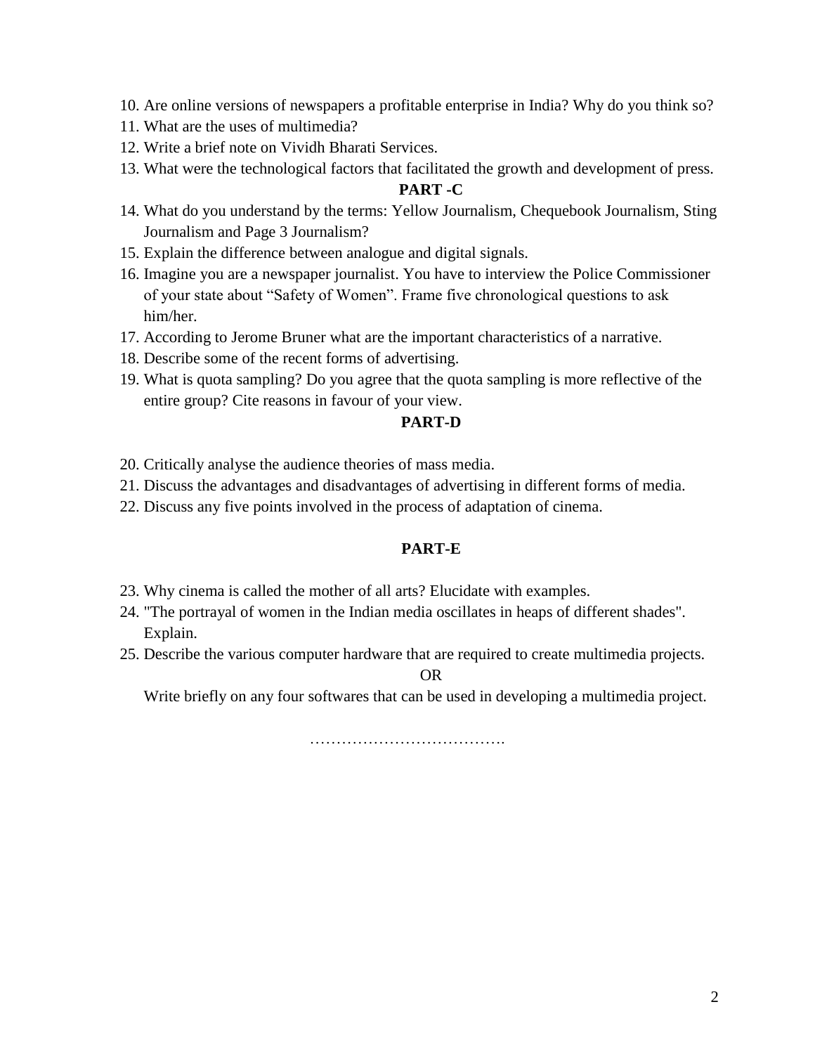10. Are online versions of newspapers a profitable enterprise in India? Why do you think so?
11. What are the uses of multimedia?
12. Write a brief note on Vividh Bharati Services.
13. What were the technological factors that facilitated the growth and development of press.

## PART -C

14. What do you understand by the terms: Yellow Journalism, Chequebook Journalism, Sting Journalism and Page 3 Journalism?
15. Explain the difference between analogue and digital signals.
16. Imagine you are a newspaper journalist. You have to interview the Police Commissioner of your state about "Safety of Women". Frame five chronological questions to ask him/her.
17. According to Jerome Bruner what are the important characteristics of a narrative.
18. Describe some of the recent forms of advertising.
19. What is quota sampling? Do you agree that the quota sampling is more reflective of the entire group? Cite reasons in favour of your view.

## PART-D

20. Critically analyse the audience theories of mass media.
21. Discuss the advantages and disadvantages of advertising in different forms of media.
22. Discuss any five points involved in the process of adaptation of cinema.

## PART-E

23. Why cinema is called the mother of all arts? Elucidate with examples.
24. "The portrayal of women in the Indian media oscillates in heaps of different shades". Explain.
25. Describe the various computer hardware that are required to create multimedia projects.

    OR

    Write briefly on any four softwares that can be used in developing a multimedia project.

……………………………….